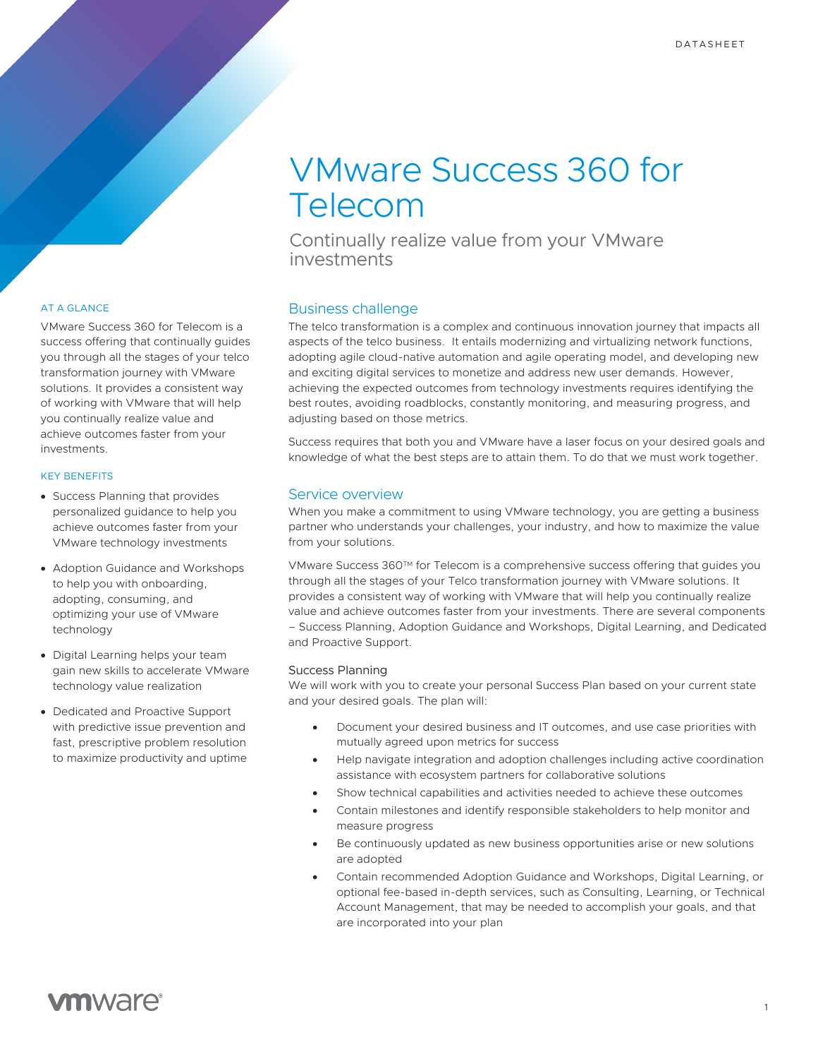DATASHEET

# VMware Success 360 for Telecom

## Continually realize value from your VMware investments

### AT A GLANCE

VMware Success 360 for Telecom is a success offering that continually guides you through all the stages of your telco transformation journey with VMware solutions. It provides a consistent way of working with VMware that will help you continually realize value and achieve outcomes faster from your investments.

### KEY BENEFITS

- Success Planning that provides personalized guidance to help you achieve outcomes faster from your VMware technology investments
- Adoption Guidance and Workshops to help you with onboarding, adopting, consuming, and optimizing your use of VMware technology
- Digital Learning helps your team gain new skills to accelerate VMware technology value realization
- Dedicated and Proactive Support with predictive issue prevention and fast, prescriptive problem resolution to maximize productivity and uptime

## Business challenge

The telco transformation is a complex and continuous innovation journey that impacts all aspects of the telco business. It entails modernizing and virtualizing network functions, adopting agile cloud-native automation and agile operating model, and developing new and exciting digital services to monetize and address new user demands. However, achieving the expected outcomes from technology investments requires identifying the best routes, avoiding roadblocks, constantly monitoring, and measuring progress, and adjusting based on those metrics.

Success requires that both you and VMware have a laser focus on your desired goals and knowledge of what the best steps are to attain them. To do that we must work together.

## Service overview

When you make a commitment to using VMware technology, you are getting a business partner who understands your challenges, your industry, and how to maximize the value from your solutions.

VMware Success 360™ for Telecom is a comprehensive success offering that guides you through all the stages of your Telco transformation journey with VMware solutions. It provides a consistent way of working with VMware that will help you continually realize value and achieve outcomes faster from your investments. There are several components – Success Planning, Adoption Guidance and Workshops, Digital Learning, and Dedicated and Proactive Support.

### Success Planning

We will work with you to create your personal Success Plan based on your current state and your desired goals. The plan will:

- Document your desired business and IT outcomes, and use case priorities with mutually agreed upon metrics for success
- Help navigate integration and adoption challenges including active coordination assistance with ecosystem partners for collaborative solutions
- Show technical capabilities and activities needed to achieve these outcomes
- Contain milestones and identify responsible stakeholders to help monitor and measure progress
- Be continuously updated as new business opportunities arise or new solutions are adopted
- Contain recommended Adoption Guidance and Workshops, Digital Learning, or optional fee-based in-depth services, such as Consulting, Learning, or Technical Account Management, that may be needed to accomplish your goals, and that are incorporated into your plan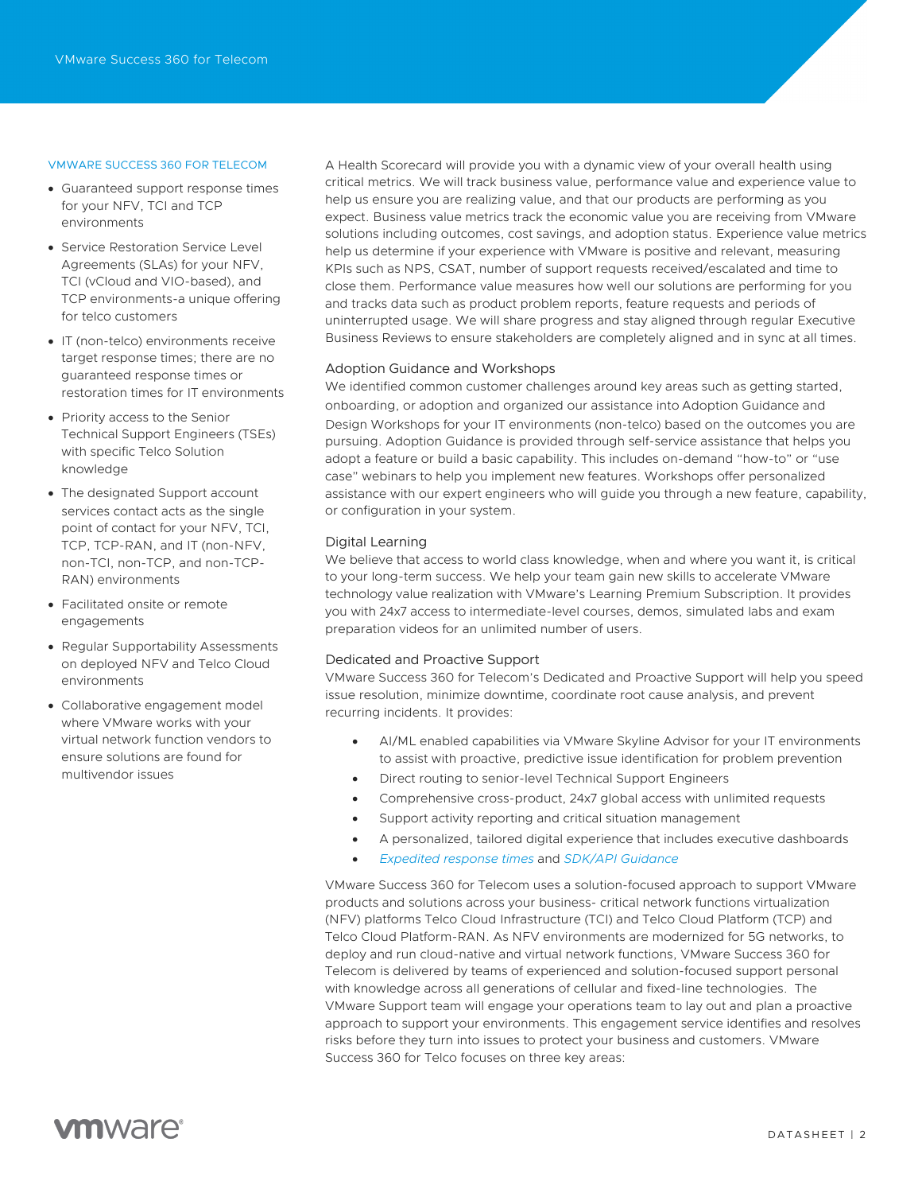## VMWARE SUCCESS 360 FOR TELECOM

- Guaranteed support response times for your NFV, TCI and TCP environments
- Service Restoration Service Level Agreements (SLAs) for your NFV, TCI (vCloud and VIO-based), and TCP environments-a unique offering for telco customers
- IT (non-telco) environments receive target response times; there are no guaranteed response times or restoration times for IT environments
- Priority access to the Senior Technical Support Engineers (TSEs) with specific Telco Solution knowledge
- The designated Support account services contact acts as the single point of contact for your NFV, TCI, TCP, TCP-RAN, and IT (non-NFV, non-TCI, non-TCP, and non-TCP-RAN) environments
- Facilitated onsite or remote engagements
- Regular Supportability Assessments on deployed NFV and Telco Cloud environments
- Collaborative engagement model where VMware works with your virtual network function vendors to ensure solutions are found for multivendor issues

A Health Scorecard will provide you with a dynamic view of your overall health using critical metrics. We will track business value, performance value and experience value to help us ensure you are realizing value, and that our products are performing as you expect. Business value metrics track the economic value you are receiving from VMware solutions including outcomes, cost savings, and adoption status. Experience value metrics help us determine if your experience with VMware is positive and relevant, measuring KPIs such as NPS, CSAT, number of support requests received/escalated and time to close them. Performance value measures how well our solutions are performing for you and tracks data such as product problem reports, feature requests and periods of uninterrupted usage. We will share progress and stay aligned through regular Executive Business Reviews to ensure stakeholders are completely aligned and in sync at all times.

### Adoption Guidance and Workshops

We identified common customer challenges around key areas such as getting started, onboarding, or adoption and organized our assistance into Adoption Guidance and Design Workshops for your IT environments (non-telco) based on the outcomes you are pursuing. Adoption Guidance is provided through self-service assistance that helps you adopt a feature or build a basic capability. This includes on-demand "how-to" or "use case" webinars to help you implement new features. Workshops offer personalized assistance with our expert engineers who will guide you through a new feature, capability, or configuration in your system.

### Digital Learning

We believe that access to world class knowledge, when and where you want it, is critical to your long-term success. We help your team gain new skills to accelerate VMware technology value realization with VMware's Learning Premium Subscription. It provides you with 24x7 access to intermediate-level courses, demos, simulated labs and exam preparation videos for an unlimited number of users.

### Dedicated and Proactive Support

VMware Success 360 for Telecom's Dedicated and Proactive Support will help you speed issue resolution, minimize downtime, coordinate root cause analysis, and prevent recurring incidents. It provides:

- AI/ML enabled capabilities via VMware Skyline Advisor for your IT environments to assist with proactive, predictive issue identification for problem prevention
- Direct routing to senior-level Technical Support Engineers
- Comprehensive cross-product, 24x7 global access with unlimited requests
- Support activity reporting and critical situation management
- A personalized, tailored digital experience that includes executive dashboards
- *Expedited response times* and *SDK/API Guidance*

VMware Success 360 for Telecom uses a solution-focused approach to support VMware products and solutions across your business- critical network functions virtualization (NFV) platforms Telco Cloud Infrastructure (TCI) and Telco Cloud Platform (TCP) and Telco Cloud Platform-RAN. As NFV environments are modernized for 5G networks, to deploy and run cloud-native and virtual network functions, VMware Success 360 for Telecom is delivered by teams of experienced and solution-focused support personal with knowledge across all generations of cellular and fixed-line technologies. The VMware Support team will engage your operations team to lay out and plan a proactive approach to support your environments. This engagement service identifies and resolves risks before they turn into issues to protect your business and customers. VMware Success 360 for Telco focuses on three key areas: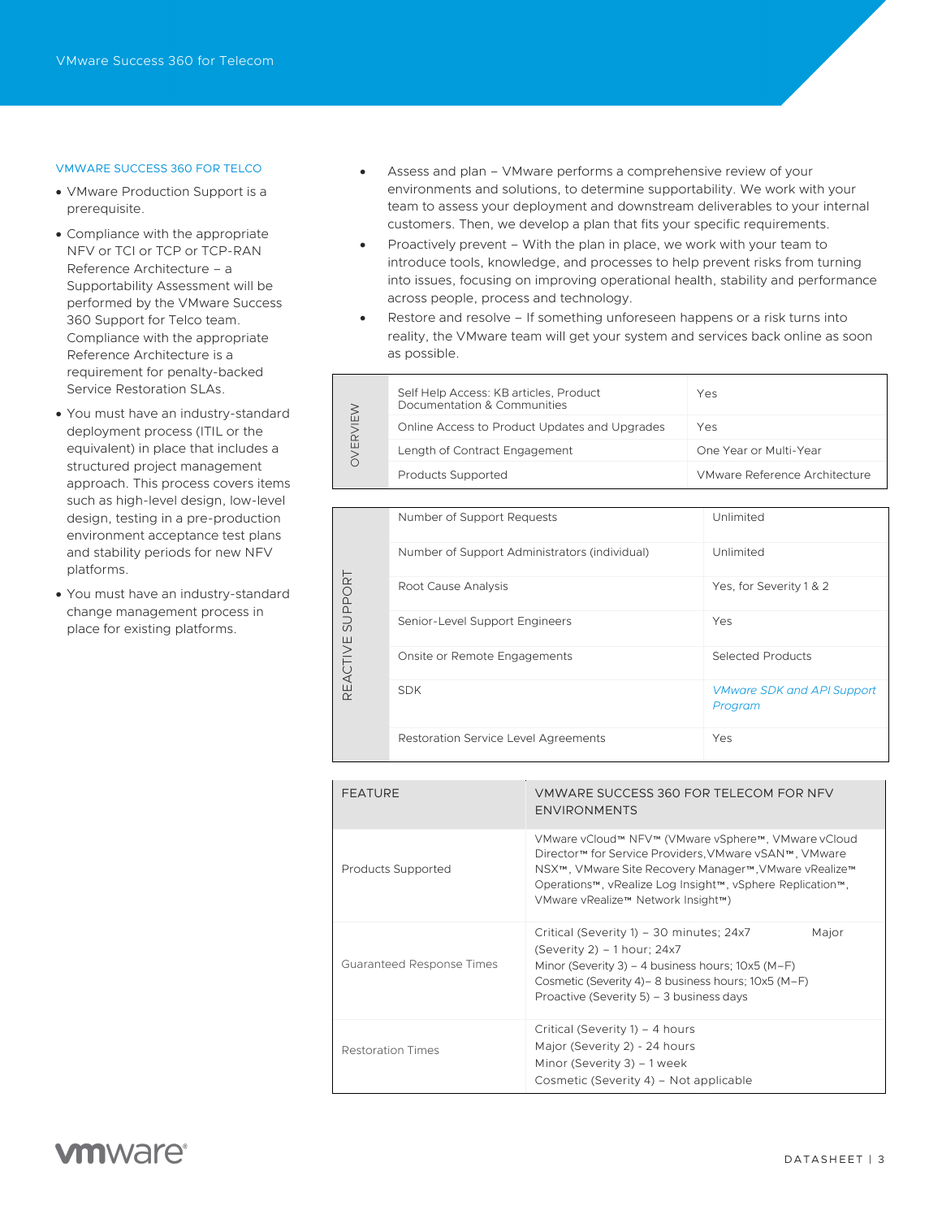### VMWARE SUCCESS 360 FOR TELCO

- VMware Production Support is a prerequisite.
- Compliance with the appropriate NFV or TCI or TCP or TCP-RAN Reference Architecture – a Supportability Assessment will be performed by the VMware Success 360 Support for Telco team. Compliance with the appropriate Reference Architecture is a requirement for penalty-backed Service Restoration SLAs.
- You must have an industry-standard deployment process (ITIL or the equivalent) in place that includes a structured project management approach. This process covers items such as high-level design, low-level design, testing in a pre-production environment acceptance test plans and stability periods for new NFV platforms.
- You must have an industry-standard change management process in place for existing platforms.

- Assess and plan – VMware performs a comprehensive review of your environments and solutions, to determine supportability. We work with your team to assess your deployment and downstream deliverables to your internal customers. Then, we develop a plan that fits your specific requirements.
- Proactively prevent – With the plan in place, we work with your team to introduce tools, knowledge, and processes to help prevent risks from turning into issues, focusing on improving operational health, stability and performance across people, process and technology.
- Restore and resolve – If something unforeseen happens or a risk turns into reality, the VMware team will get your system and services back online as soon as possible.

| | | |
|---|---|---|
| OVERVIEW | Self Help Access: KB articles, Product Documentation & Communities | Yes |
| | Online Access to Product Updates and Upgrades | Yes |
| | Length of Contract Engagement | One Year or Multi-Year |
| | Products Supported | VMware Reference Architecture |

| | | |
|---|---|---|
| REACTIVE SUPPORT | Number of Support Requests | Unlimited |
| | Number of Support Administrators (individual) | Unlimited |
| | Root Cause Analysis | Yes, for Severity 1 & 2 |
| | Senior-Level Support Engineers | Yes |
| | Onsite or Remote Engagements | Selected Products |
| | SDK | *VMware SDK and API Support Program* |
| | Restoration Service Level Agreements | Yes |

| FEATURE | VMWARE SUCCESS 360 FOR TELECOM FOR NFV ENVIRONMENTS |
|---|---|
| Products Supported | VMware vCloud™ NFV™ (VMware vSphere™, VMware vCloud Director™ for Service Providers, VMware vSAN™, VMware NSX™, VMware Site Recovery Manager™, VMware vRealize™ Operations™, vRealize Log Insight™, vSphere Replication™, VMware vRealize™ Network Insight™) |
| Guaranteed Response Times | Critical (Severity 1) – 30 minutes; 24x7<br>Major (Severity 2) – 1 hour; 24x7<br>Minor (Severity 3) – 4 business hours; 10x5 (M–F)<br>Cosmetic (Severity 4)– 8 business hours; 10x5 (M–F)<br>Proactive (Severity 5) – 3 business days |
| Restoration Times | Critical (Severity 1) – 4 hours<br>Major (Severity 2) - 24 hours<br>Minor (Severity 3) – 1 week<br>Cosmetic (Severity 4) – Not applicable |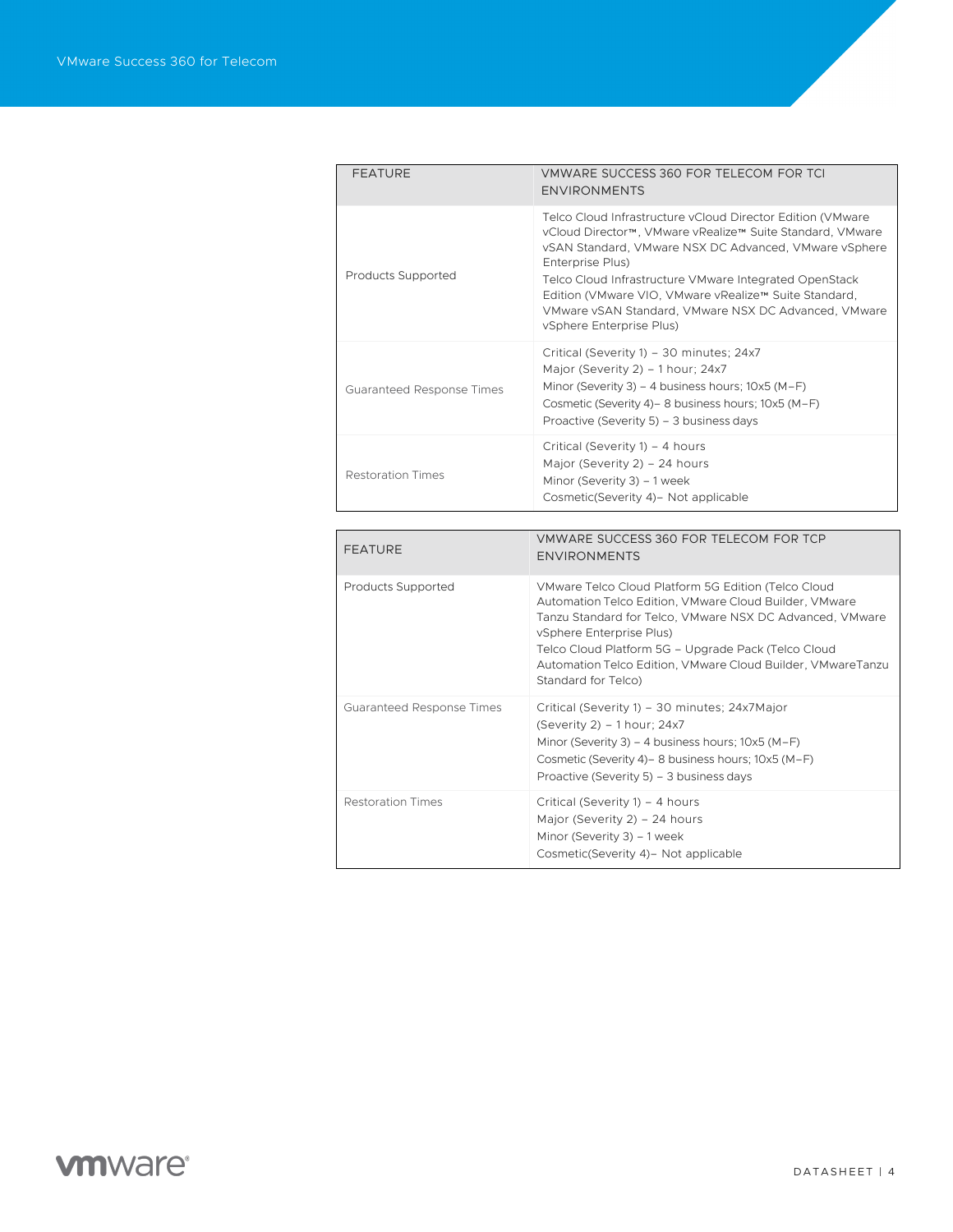| FEATURE | VMWARE SUCCESS 360 FOR TELECOM FOR TCI ENVIRONMENTS |
|---|---|
| Products Supported | Telco Cloud Infrastructure vCloud Director Edition (VMware vCloud Director™, VMware vRealize™ Suite Standard, VMware vSAN Standard, VMware NSX DC Advanced, VMware vSphere Enterprise Plus)<br>Telco Cloud Infrastructure VMware Integrated OpenStack Edition (VMware VIO, VMware vRealize™ Suite Standard, VMware vSAN Standard, VMware NSX DC Advanced, VMware vSphere Enterprise Plus) |
| Guaranteed Response Times | Critical (Severity 1) – 30 minutes; 24x7<br>Major (Severity 2) – 1 hour; 24x7<br>Minor (Severity 3) – 4 business hours; 10x5 (M–F)<br>Cosmetic (Severity 4)– 8 business hours; 10x5 (M–F)<br>Proactive (Severity 5) – 3 business days |
| Restoration Times | Critical (Severity 1) – 4 hours<br>Major (Severity 2) – 24 hours<br>Minor (Severity 3) – 1 week<br>Cosmetic(Severity 4)– Not applicable |

| FEATURE | VMWARE SUCCESS 360 FOR TELECOM FOR TCP ENVIRONMENTS |
|---|---|
| Products Supported | VMware Telco Cloud Platform 5G Edition (Telco Cloud Automation Telco Edition, VMware Cloud Builder, VMware Tanzu Standard for Telco, VMware NSX DC Advanced, VMware vSphere Enterprise Plus)<br>Telco Cloud Platform 5G – Upgrade Pack (Telco Cloud Automation Telco Edition, VMware Cloud Builder, VMwareTanzu Standard for Telco) |
| Guaranteed Response Times | Critical (Severity 1) – 30 minutes; 24x7Major (Severity 2) – 1 hour; 24x7<br>Minor (Severity 3) – 4 business hours; 10x5 (M–F)<br>Cosmetic (Severity 4)– 8 business hours; 10x5 (M–F)<br>Proactive (Severity 5) – 3 business days |
| Restoration Times | Critical (Severity 1) – 4 hours<br>Major (Severity 2) – 24 hours<br>Minor (Severity 3) – 1 week<br>Cosmetic(Severity 4)– Not applicable |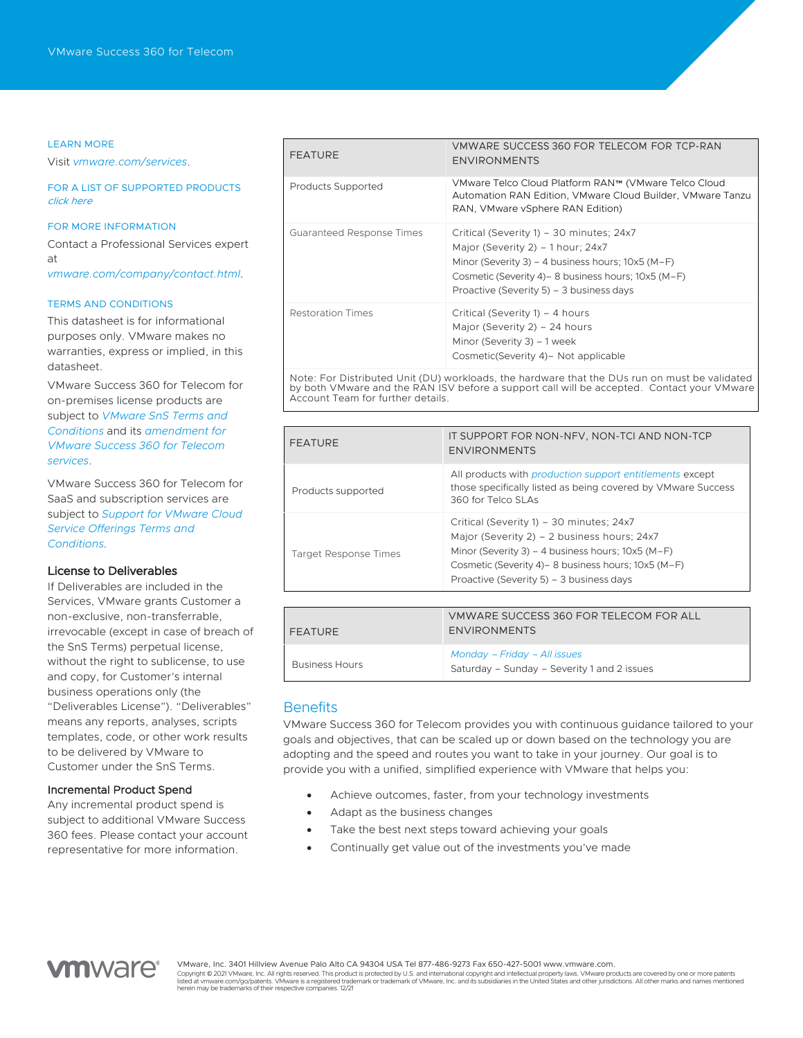LEARN MORE

Visit *vmware.com/services*.

FOR A LIST OF SUPPORTED PRODUCTS
*click here*

FOR MORE INFORMATION

Contact a Professional Services expert at *vmware.com/company/contact.html*.

TERMS AND CONDITIONS

This datasheet is for informational purposes only. VMware makes no warranties, express or implied, in this datasheet.

VMware Success 360 for Telecom for on-premises license products are subject to *VMware SnS Terms and Conditions* and its *amendment for VMware Success 360 for Telecom services*.

VMware Success 360 for Telecom for SaaS and subscription services are subject to *Support for VMware Cloud Service Offerings Terms and Conditions*.

### License to Deliverables

If Deliverables are included in the Services, VMware grants Customer a non-exclusive, non-transferrable, irrevocable (except in case of breach of the SnS Terms) perpetual license, without the right to sublicense, to use and copy, for Customer's internal business operations only (the "Deliverables License"). "Deliverables" means any reports, analyses, scripts templates, code, or other work results to be delivered by VMware to Customer under the SnS Terms.

### Incremental Product Spend

Any incremental product spend is subject to additional VMware Success 360 fees. Please contact your account representative for more information.

| FEATURE | VMWARE SUCCESS 360 FOR TELECOM FOR TCP-RAN ENVIRONMENTS |
|---|---|
| Products Supported | VMware Telco Cloud Platform RAN™ (VMware Telco Cloud Automation RAN Edition, VMware Cloud Builder, VMware Tanzu RAN, VMware vSphere RAN Edition) |
| Guaranteed Response Times | Critical (Severity 1) – 30 minutes; 24x7<br>Major (Severity 2) – 1 hour; 24x7<br>Minor (Severity 3) – 4 business hours; 10x5 (M–F)<br>Cosmetic (Severity 4)– 8 business hours; 10x5 (M–F)<br>Proactive (Severity 5) – 3 business days |
| Restoration Times | Critical (Severity 1) – 4 hours<br>Major (Severity 2) – 24 hours<br>Minor (Severity 3) – 1 week<br>Cosmetic(Severity 4)– Not applicable |

Note: For Distributed Unit (DU) workloads, the hardware that the DUs run on must be validated by both VMware and the RAN ISV before a support call will be accepted. Contact your VMware Account Team for further details.

| FEATURE | IT SUPPORT FOR NON-NFV, NON-TCI AND NON-TCP ENVIRONMENTS |
|---|---|
| Products supported | All products with *production support entitlements* except those specifically listed as being covered by VMware Success 360 for Telco SLAs |
| Target Response Times | Critical (Severity 1) – 30 minutes; 24x7<br>Major (Severity 2) – 2 business hours; 24x7<br>Minor (Severity 3) – 4 business hours; 10x5 (M–F)<br>Cosmetic (Severity 4)– 8 business hours; 10x5 (M–F)<br>Proactive (Severity 5) – 3 business days |

| FEATURE | VMWARE SUCCESS 360 FOR TELECOM FOR ALL ENVIRONMENTS |
|---|---|
| Business Hours | *Monday – Friday – All issues*<br>Saturday – Sunday – Severity 1 and 2 issues |

## Benefits

VMware Success 360 for Telecom provides you with continuous guidance tailored to your goals and objectives, that can be scaled up or down based on the technology you are adopting and the speed and routes you want to take in your journey. Our goal is to provide you with a unified, simplified experience with VMware that helps you:

- Achieve outcomes, faster, from your technology investments
- Adapt as the business changes
- Take the best next steps toward achieving your goals
- Continually get value out of the investments you've made

VMware, Inc. 3401 Hillview Avenue Palo Alto CA 94304 USA Tel 877-486-9273 Fax 650-427-5001 www.vmware.com.
Copyright © 2021 VMware, Inc. All rights reserved. This product is protected by U.S. and international copyright and intellectual property laws. VMware products are covered by one or more patents listed at vmware.com/go/patents. VMware is a registered trademark or trademark of VMware, Inc. and its subsidiaries in the United States and other jurisdictions. All other marks and names mentioned herein may be trademarks of their respective companies. 12/21